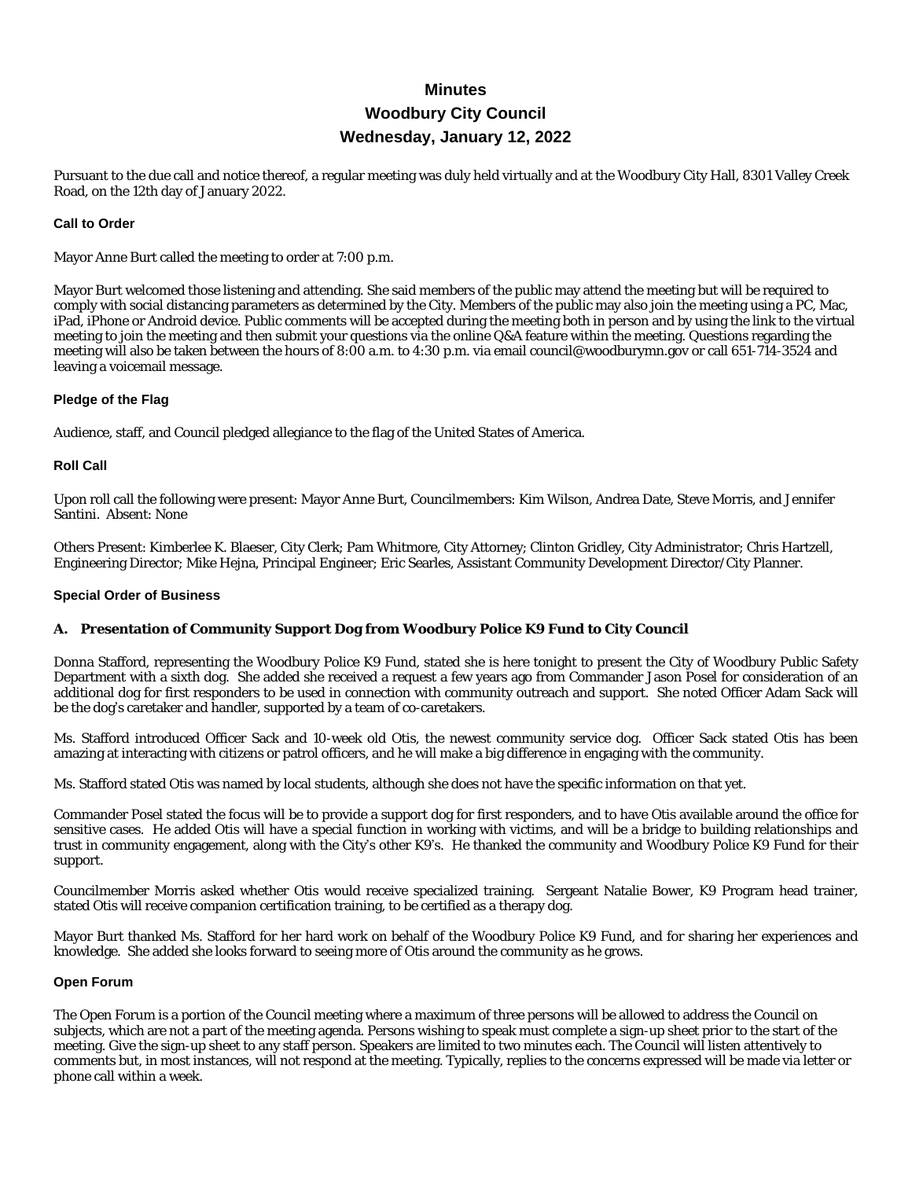# Minutes
# Woodbury City Council
# Wednesday, January 12, 2022

Pursuant to the due call and notice thereof, a regular meeting was duly held virtually and at the Woodbury City Hall, 8301 Valley Creek Road, on the 12th day of January 2022.

### Call to Order

Mayor Anne Burt called the meeting to order at 7:00 p.m.

Mayor Burt welcomed those listening and attending. She said members of the public may attend the meeting but will be required to comply with social distancing parameters as determined by the City. Members of the public may also join the meeting using a PC, Mac, iPad, iPhone or Android device. Public comments will be accepted during the meeting both in person and by using the link to the virtual meeting to join the meeting and then submit your questions via the online Q&A feature within the meeting. Questions regarding the meeting will also be taken between the hours of 8:00 a.m. to 4:30 p.m. via email council@woodburymn.gov or call 651-714-3524 and leaving a voicemail message.

### Pledge of the Flag

Audience, staff, and Council pledged allegiance to the flag of the United States of America.

### Roll Call

Upon roll call the following were present: Mayor Anne Burt, Councilmembers: Kim Wilson, Andrea Date, Steve Morris, and Jennifer Santini. Absent: None

Others Present: Kimberlee K. Blaeser, City Clerk; Pam Whitmore, City Attorney; Clinton Gridley, City Administrator; Chris Hartzell, Engineering Director; Mike Hejna, Principal Engineer; Eric Searles, Assistant Community Development Director/City Planner.

### Special Order of Business

**A. Presentation of Community Support Dog from Woodbury Police K9 Fund to City Council**

Donna Stafford, representing the Woodbury Police K9 Fund, stated she is here tonight to present the City of Woodbury Public Safety Department with a sixth dog. She added she received a request a few years ago from Commander Jason Posel for consideration of an additional dog for first responders to be used in connection with community outreach and support. She noted Officer Adam Sack will be the dog's caretaker and handler, supported by a team of co-caretakers.

Ms. Stafford introduced Officer Sack and 10-week old Otis, the newest community service dog. Officer Sack stated Otis has been amazing at interacting with citizens or patrol officers, and he will make a big difference in engaging with the community.

Ms. Stafford stated Otis was named by local students, although she does not have the specific information on that yet.

Commander Posel stated the focus will be to provide a support dog for first responders, and to have Otis available around the office for sensitive cases. He added Otis will have a special function in working with victims, and will be a bridge to building relationships and trust in community engagement, along with the City's other K9's. He thanked the community and Woodbury Police K9 Fund for their support.

Councilmember Morris asked whether Otis would receive specialized training. Sergeant Natalie Bower, K9 Program head trainer, stated Otis will receive companion certification training, to be certified as a therapy dog.

Mayor Burt thanked Ms. Stafford for her hard work on behalf of the Woodbury Police K9 Fund, and for sharing her experiences and knowledge. She added she looks forward to seeing more of Otis around the community as he grows.

### Open Forum

The Open Forum is a portion of the Council meeting where a maximum of three persons will be allowed to address the Council on subjects, which are not a part of the meeting agenda. Persons wishing to speak must complete a sign-up sheet prior to the start of the meeting. Give the sign-up sheet to any staff person. Speakers are limited to two minutes each. The Council will listen attentively to comments but, in most instances, will not respond at the meeting. Typically, replies to the concerns expressed will be made via letter or phone call within a week.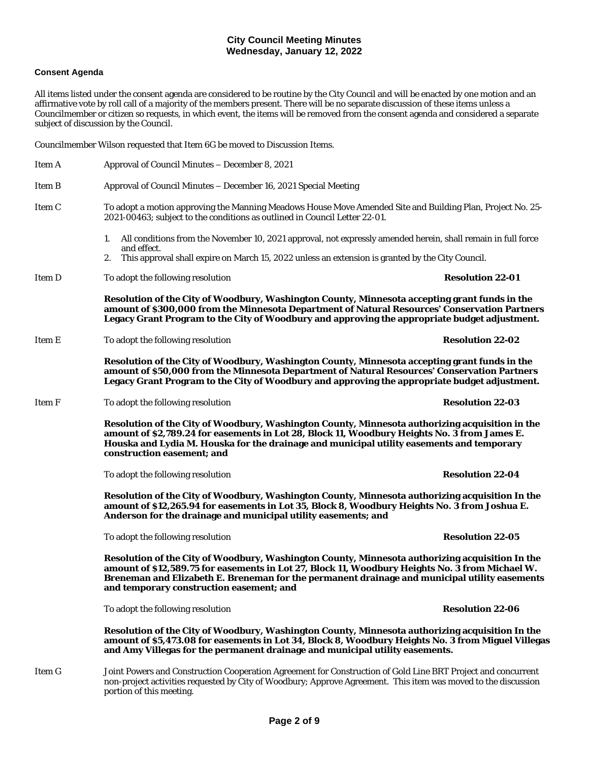## Consent Agenda

All items listed under the consent agenda are considered to be routine by the City Council and will be enacted by one motion and an affirmative vote by roll call of a majority of the members present. There will be no separate discussion of these items unless a Councilmember or citizen so requests, in which event, the items will be removed from the consent agenda and considered a separate subject of discussion by the Council.

Councilmember Wilson requested that Item 6G be moved to Discussion Items.

Item A — Approval of Council Minutes – December 8, 2021

Item B — Approval of Council Minutes – December 16, 2021 Special Meeting

Item C — To adopt a motion approving the Manning Meadows House Move Amended Site and Building Plan, Project No. 25-2021-00463; subject to the conditions as outlined in Council Letter 22-01.

1. All conditions from the November 10, 2021 approval, not expressly amended herein, shall remain in full force and effect.
2. This approval shall expire on March 15, 2022 unless an extension is granted by the City Council.

Item D — To adopt the following resolution **Resolution 22-01**

**Resolution of the City of Woodbury, Washington County, Minnesota accepting grant funds in the amount of $300,000 from the Minnesota Department of Natural Resources' Conservation Partners Legacy Grant Program to the City of Woodbury and approving the appropriate budget adjustment.**

Item E — To adopt the following resolution **Resolution 22-02**

**Resolution of the City of Woodbury, Washington County, Minnesota accepting grant funds in the amount of $50,000 from the Minnesota Department of Natural Resources' Conservation Partners Legacy Grant Program to the City of Woodbury and approving the appropriate budget adjustment.**

Item F — To adopt the following resolution **Resolution 22-03**

**Resolution of the City of Woodbury, Washington County, Minnesota authorizing acquisition in the amount of $2,789.24 for easements in Lot 28, Block 11, Woodbury Heights No. 3 from James E. Houska and Lydia M. Houska for the drainage and municipal utility easements and temporary construction easement; and**

To adopt the following resolution **Resolution 22-04**

**Resolution of the City of Woodbury, Washington County, Minnesota authorizing acquisition In the amount of $12,265.94 for easements in Lot 35, Block 8, Woodbury Heights No. 3 from Joshua E. Anderson for the drainage and municipal utility easements; and**

To adopt the following resolution **Resolution 22-05**

**Resolution of the City of Woodbury, Washington County, Minnesota authorizing acquisition In the amount of $12,589.75 for easements in Lot 27, Block 11, Woodbury Heights No. 3 from Michael W. Breneman and Elizabeth E. Breneman for the permanent drainage and municipal utility easements and temporary construction easement; and**

To adopt the following resolution **Resolution 22-06**

**Resolution of the City of Woodbury, Washington County, Minnesota authorizing acquisition In the amount of $5,473.08 for easements in Lot 34, Block 8, Woodbury Heights No. 3 from Miguel Villegas and Amy Villegas for the permanent drainage and municipal utility easements.**

Item G — Joint Powers and Construction Cooperation Agreement for Construction of Gold Line BRT Project and concurrent non-project activities requested by City of Woodbury; Approve Agreement. This item was moved to the discussion portion of this meeting.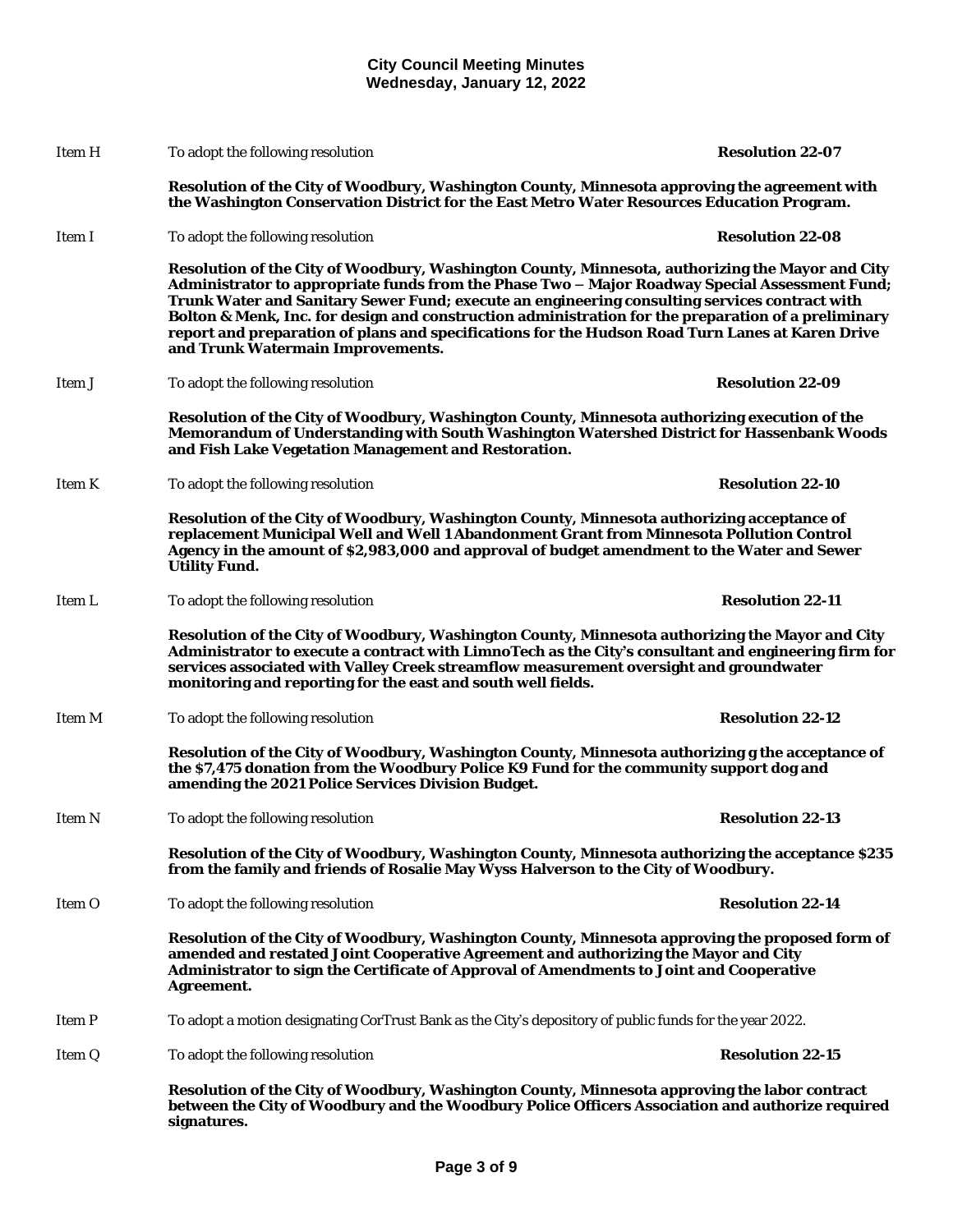Item H To adopt the following resolution **Resolution 22-07**

**Resolution of the City of Woodbury, Washington County, Minnesota approving the agreement with the Washington Conservation District for the East Metro Water Resources Education Program.**

Item I To adopt the following resolution **Resolution 22-08**

**Resolution of the City of Woodbury, Washington County, Minnesota, authorizing the Mayor and City Administrator to appropriate funds from the Phase Two – Major Roadway Special Assessment Fund; Trunk Water and Sanitary Sewer Fund; execute an engineering consulting services contract with Bolton & Menk, Inc. for design and construction administration for the preparation of a preliminary report and preparation of plans and specifications for the Hudson Road Turn Lanes at Karen Drive and Trunk Watermain Improvements.**

Item J To adopt the following resolution **Resolution 22-09**

**Resolution of the City of Woodbury, Washington County, Minnesota authorizing execution of the Memorandum of Understanding with South Washington Watershed District for Hassenbank Woods and Fish Lake Vegetation Management and Restoration.**

Item K To adopt the following resolution **Resolution 22-10**

**Resolution of the City of Woodbury, Washington County, Minnesota authorizing acceptance of replacement Municipal Well and Well 1 Abandonment Grant from Minnesota Pollution Control Agency in the amount of $2,983,000 and approval of budget amendment to the Water and Sewer Utility Fund.**

Item L To adopt the following resolution **Resolution 22-11**

**Resolution of the City of Woodbury, Washington County, Minnesota authorizing the Mayor and City Administrator to execute a contract with LimnoTech as the City's consultant and engineering firm for services associated with Valley Creek streamflow measurement oversight and groundwater monitoring and reporting for the east and south well fields.**

Item M To adopt the following resolution **Resolution 22-12**

**Resolution of the City of Woodbury, Washington County, Minnesota authorizing g the acceptance of the $7,475 donation from the Woodbury Police K9 Fund for the community support dog and amending the 2021 Police Services Division Budget.**

Item N To adopt the following resolution **Resolution 22-13**

**Resolution of the City of Woodbury, Washington County, Minnesota authorizing the acceptance $235 from the family and friends of Rosalie May Wyss Halverson to the City of Woodbury.**

Item O To adopt the following resolution **Resolution 22-14**

**Resolution of the City of Woodbury, Washington County, Minnesota approving the proposed form of amended and restated Joint Cooperative Agreement and authorizing the Mayor and City Administrator to sign the Certificate of Approval of Amendments to Joint and Cooperative Agreement.**

Item P To adopt a motion designating CorTrust Bank as the City's depository of public funds for the year 2022.

Item Q To adopt the following resolution **Resolution 22-15**

**Resolution of the City of Woodbury, Washington County, Minnesota approving the labor contract between the City of Woodbury and the Woodbury Police Officers Association and authorize required signatures.**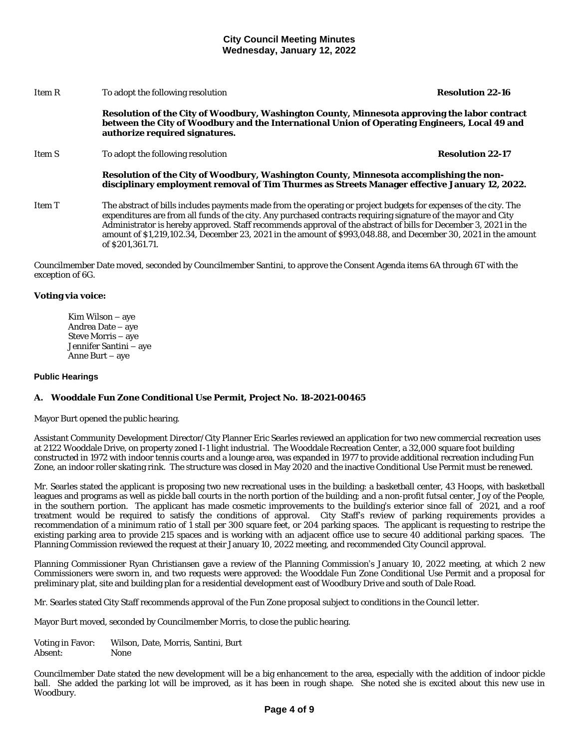Item R To adopt the following resolution **Resolution 22-16**

**Resolution of the City of Woodbury, Washington County, Minnesota approving the labor contract between the City of Woodbury and the International Union of Operating Engineers, Local 49 and authorize required signatures.**

Item S To adopt the following resolution **Resolution 22-17**

**Resolution of the City of Woodbury, Washington County, Minnesota accomplishing the non-disciplinary employment removal of Tim Thurmes as Streets Manager effective January 12, 2022.**

Item T The abstract of bills includes payments made from the operating or project budgets for expenses of the city. The expenditures are from all funds of the city. Any purchased contracts requiring signature of the mayor and City Administrator is hereby approved. Staff recommends approval of the abstract of bills for December 3, 2021 in the amount of $1,219,102.34, December 23, 2021 in the amount of $993,048.88, and December 30, 2021 in the amount of $201,361.71.

Councilmember Date moved, seconded by Councilmember Santini, to approve the Consent Agenda items 6A through 6T with the exception of 6G.

**Voting via voice:**

Kim Wilson – aye
Andrea Date – aye
Steve Morris – aye
Jennifer Santini – aye
Anne Burt – aye

**Public Hearings**

### A. Wooddale Fun Zone Conditional Use Permit, Project No. 18-2021-00465

Mayor Burt opened the public hearing.

Assistant Community Development Director/City Planner Eric Searles reviewed an application for two new commercial recreation uses at 2122 Wooddale Drive, on property zoned I-1 light industrial. The Wooddale Recreation Center, a 32,000 square foot building constructed in 1972 with indoor tennis courts and a lounge area, was expanded in 1977 to provide additional recreation including Fun Zone, an indoor roller skating rink. The structure was closed in May 2020 and the inactive Conditional Use Permit must be renewed.

Mr. Searles stated the applicant is proposing two new recreational uses in the building: a basketball center, 43 Hoops, with basketball leagues and programs as well as pickle ball courts in the north portion of the building; and a non-profit futsal center, Joy of the People, in the southern portion. The applicant has made cosmetic improvements to the building's exterior since fall of 2021, and a roof treatment would be required to satisfy the conditions of approval. City Staff's review of parking requirements provides a recommendation of a minimum ratio of 1 stall per 300 square feet, or 204 parking spaces. The applicant is requesting to restripe the existing parking area to provide 215 spaces and is working with an adjacent office use to secure 40 additional parking spaces. The Planning Commission reviewed the request at their January 10, 2022 meeting, and recommended City Council approval.

Planning Commissioner Ryan Christiansen gave a review of the Planning Commission's January 10, 2022 meeting, at which 2 new Commissioners were sworn in, and two requests were approved: the Wooddale Fun Zone Conditional Use Permit and a proposal for preliminary plat, site and building plan for a residential development east of Woodbury Drive and south of Dale Road.

Mr. Searles stated City Staff recommends approval of the Fun Zone proposal subject to conditions in the Council letter.

Mayor Burt moved, seconded by Councilmember Morris, to close the public hearing.

Voting in Favor: Wilson, Date, Morris, Santini, Burt
Absent: None

Councilmember Date stated the new development will be a big enhancement to the area, especially with the addition of indoor pickle ball. She added the parking lot will be improved, as it has been in rough shape. She noted she is excited about this new use in Woodbury.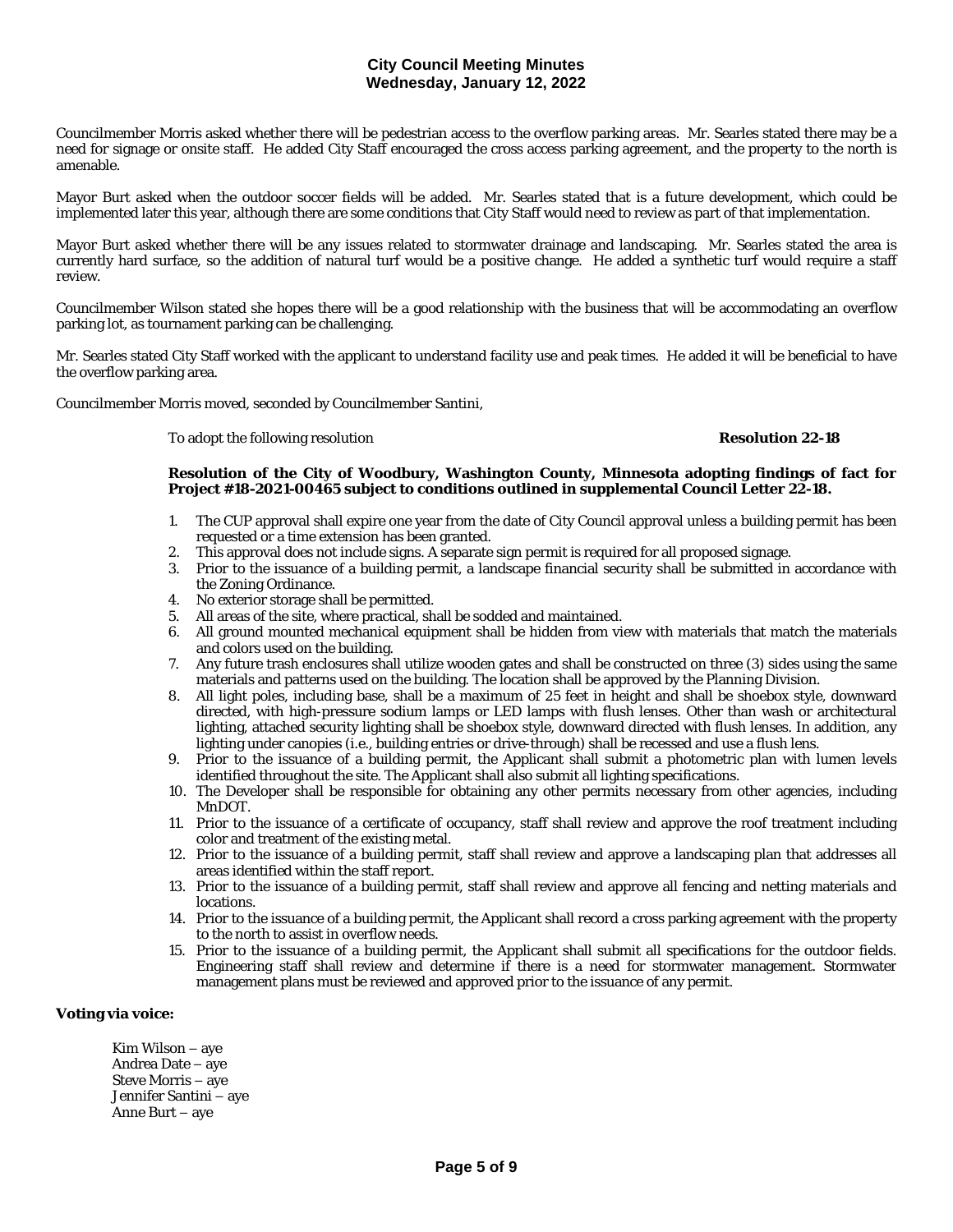Councilmember Morris asked whether there will be pedestrian access to the overflow parking areas. Mr. Searles stated there may be a need for signage or onsite staff. He added City Staff encouraged the cross access parking agreement, and the property to the north is amenable.

Mayor Burt asked when the outdoor soccer fields will be added. Mr. Searles stated that is a future development, which could be implemented later this year, although there are some conditions that City Staff would need to review as part of that implementation.

Mayor Burt asked whether there will be any issues related to stormwater drainage and landscaping. Mr. Searles stated the area is currently hard surface, so the addition of natural turf would be a positive change. He added a synthetic turf would require a staff review.

Councilmember Wilson stated she hopes there will be a good relationship with the business that will be accommodating an overflow parking lot, as tournament parking can be challenging.

Mr. Searles stated City Staff worked with the applicant to understand facility use and peak times. He added it will be beneficial to have the overflow parking area.

Councilmember Morris moved, seconded by Councilmember Santini,

To adopt the following resolution **Resolution 22-18**

**Resolution of the City of Woodbury, Washington County, Minnesota adopting findings of fact for Project #18-2021-00465 subject to conditions outlined in supplemental Council Letter 22-18.**

1. The CUP approval shall expire one year from the date of City Council approval unless a building permit has been requested or a time extension has been granted.
2. This approval does not include signs. A separate sign permit is required for all proposed signage.
3. Prior to the issuance of a building permit, a landscape financial security shall be submitted in accordance with the Zoning Ordinance.
4. No exterior storage shall be permitted.
5. All areas of the site, where practical, shall be sodded and maintained.
6. All ground mounted mechanical equipment shall be hidden from view with materials that match the materials and colors used on the building.
7. Any future trash enclosures shall utilize wooden gates and shall be constructed on three (3) sides using the same materials and patterns used on the building. The location shall be approved by the Planning Division.
8. All light poles, including base, shall be a maximum of 25 feet in height and shall be shoebox style, downward directed, with high-pressure sodium lamps or LED lamps with flush lenses. Other than wash or architectural lighting, attached security lighting shall be shoebox style, downward directed with flush lenses. In addition, any lighting under canopies (i.e., building entries or drive-through) shall be recessed and use a flush lens.
9. Prior to the issuance of a building permit, the Applicant shall submit a photometric plan with lumen levels identified throughout the site. The Applicant shall also submit all lighting specifications.
10. The Developer shall be responsible for obtaining any other permits necessary from other agencies, including MnDOT.
11. Prior to the issuance of a certificate of occupancy, staff shall review and approve the roof treatment including color and treatment of the existing metal.
12. Prior to the issuance of a building permit, staff shall review and approve a landscaping plan that addresses all areas identified within the staff report.
13. Prior to the issuance of a building permit, staff shall review and approve all fencing and netting materials and locations.
14. Prior to the issuance of a building permit, the Applicant shall record a cross parking agreement with the property to the north to assist in overflow needs.
15. Prior to the issuance of a building permit, the Applicant shall submit all specifications for the outdoor fields. Engineering staff shall review and determine if there is a need for stormwater management. Stormwater management plans must be reviewed and approved prior to the issuance of any permit.

**Voting via voice:**

Kim Wilson – aye
Andrea Date – aye
Steve Morris – aye
Jennifer Santini – aye
Anne Burt – aye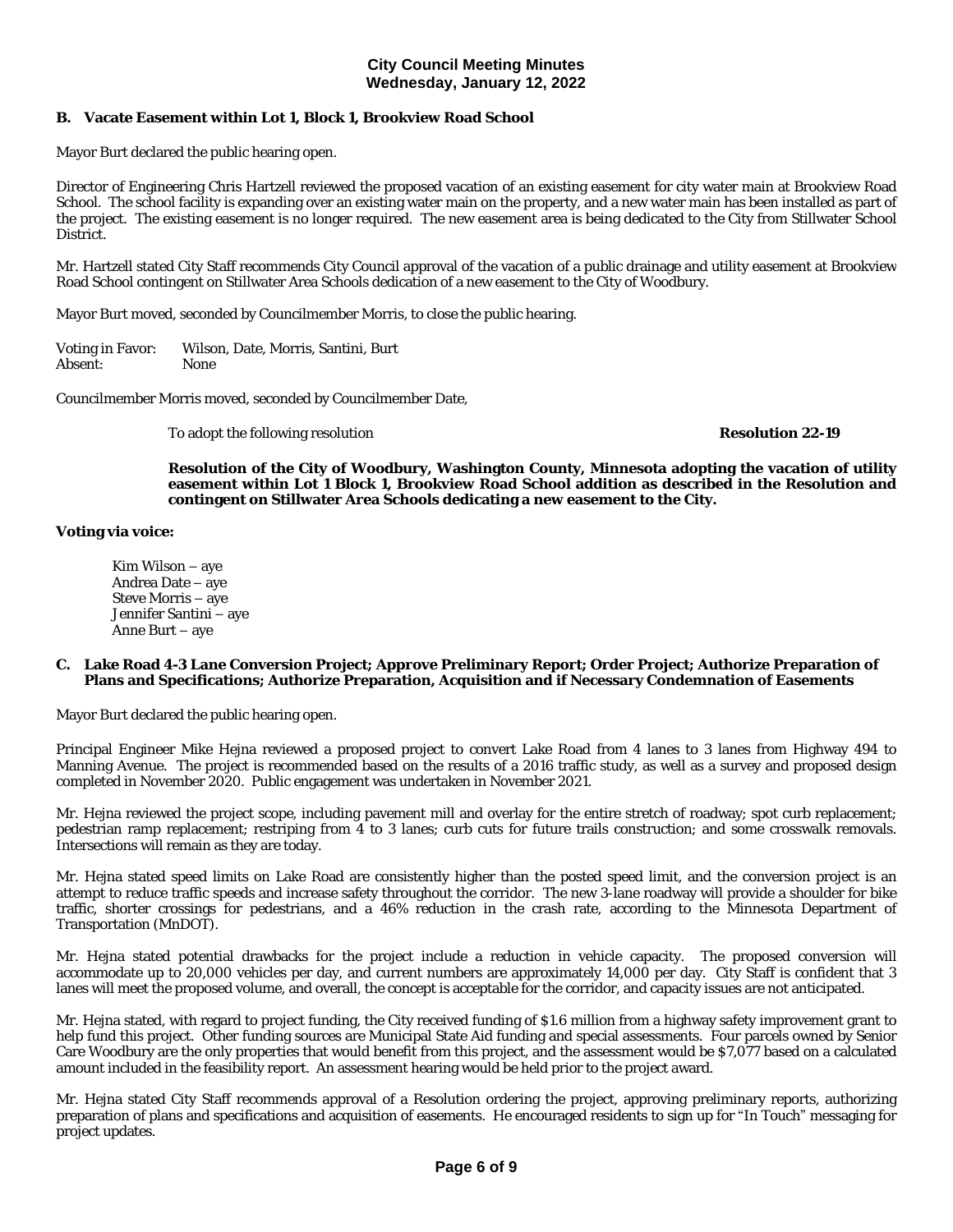**B. Vacate Easement within Lot 1, Block 1, Brookview Road School**

Mayor Burt declared the public hearing open.

Director of Engineering Chris Hartzell reviewed the proposed vacation of an existing easement for city water main at Brookview Road School. The school facility is expanding over an existing water main on the property, and a new water main has been installed as part of the project. The existing easement is no longer required. The new easement area is being dedicated to the City from Stillwater School District.

Mr. Hartzell stated City Staff recommends City Council approval of the vacation of a public drainage and utility easement at Brookview Road School contingent on Stillwater Area Schools dedication of a new easement to the City of Woodbury.

Mayor Burt moved, seconded by Councilmember Morris, to close the public hearing.

Voting in Favor: Wilson, Date, Morris, Santini, Burt
Absent: None

Councilmember Morris moved, seconded by Councilmember Date,

To adopt the following resolution **Resolution 22-19**

**Resolution of the City of Woodbury, Washington County, Minnesota adopting the vacation of utility easement within Lot 1 Block 1, Brookview Road School addition as described in the Resolution and contingent on Stillwater Area Schools dedicating a new easement to the City.**

**Voting via voice:**

Kim Wilson – aye
Andrea Date – aye
Steve Morris – aye
Jennifer Santini – aye
Anne Burt – aye

**C. Lake Road 4-3 Lane Conversion Project; Approve Preliminary Report; Order Project; Authorize Preparation of Plans and Specifications; Authorize Preparation, Acquisition and if Necessary Condemnation of Easements**

Mayor Burt declared the public hearing open.

Principal Engineer Mike Hejna reviewed a proposed project to convert Lake Road from 4 lanes to 3 lanes from Highway 494 to Manning Avenue. The project is recommended based on the results of a 2016 traffic study, as well as a survey and proposed design completed in November 2020. Public engagement was undertaken in November 2021.

Mr. Hejna reviewed the project scope, including pavement mill and overlay for the entire stretch of roadway; spot curb replacement; pedestrian ramp replacement; restriping from 4 to 3 lanes; curb cuts for future trails construction; and some crosswalk removals. Intersections will remain as they are today.

Mr. Hejna stated speed limits on Lake Road are consistently higher than the posted speed limit, and the conversion project is an attempt to reduce traffic speeds and increase safety throughout the corridor. The new 3-lane roadway will provide a shoulder for bike traffic, shorter crossings for pedestrians, and a 46% reduction in the crash rate, according to the Minnesota Department of Transportation (MnDOT).

Mr. Hejna stated potential drawbacks for the project include a reduction in vehicle capacity. The proposed conversion will accommodate up to 20,000 vehicles per day, and current numbers are approximately 14,000 per day. City Staff is confident that 3 lanes will meet the proposed volume, and overall, the concept is acceptable for the corridor, and capacity issues are not anticipated.

Mr. Hejna stated, with regard to project funding, the City received funding of $1.6 million from a highway safety improvement grant to help fund this project. Other funding sources are Municipal State Aid funding and special assessments. Four parcels owned by Senior Care Woodbury are the only properties that would benefit from this project, and the assessment would be $7,077 based on a calculated amount included in the feasibility report. An assessment hearing would be held prior to the project award.

Mr. Hejna stated City Staff recommends approval of a Resolution ordering the project, approving preliminary reports, authorizing preparation of plans and specifications and acquisition of easements. He encouraged residents to sign up for "In Touch" messaging for project updates.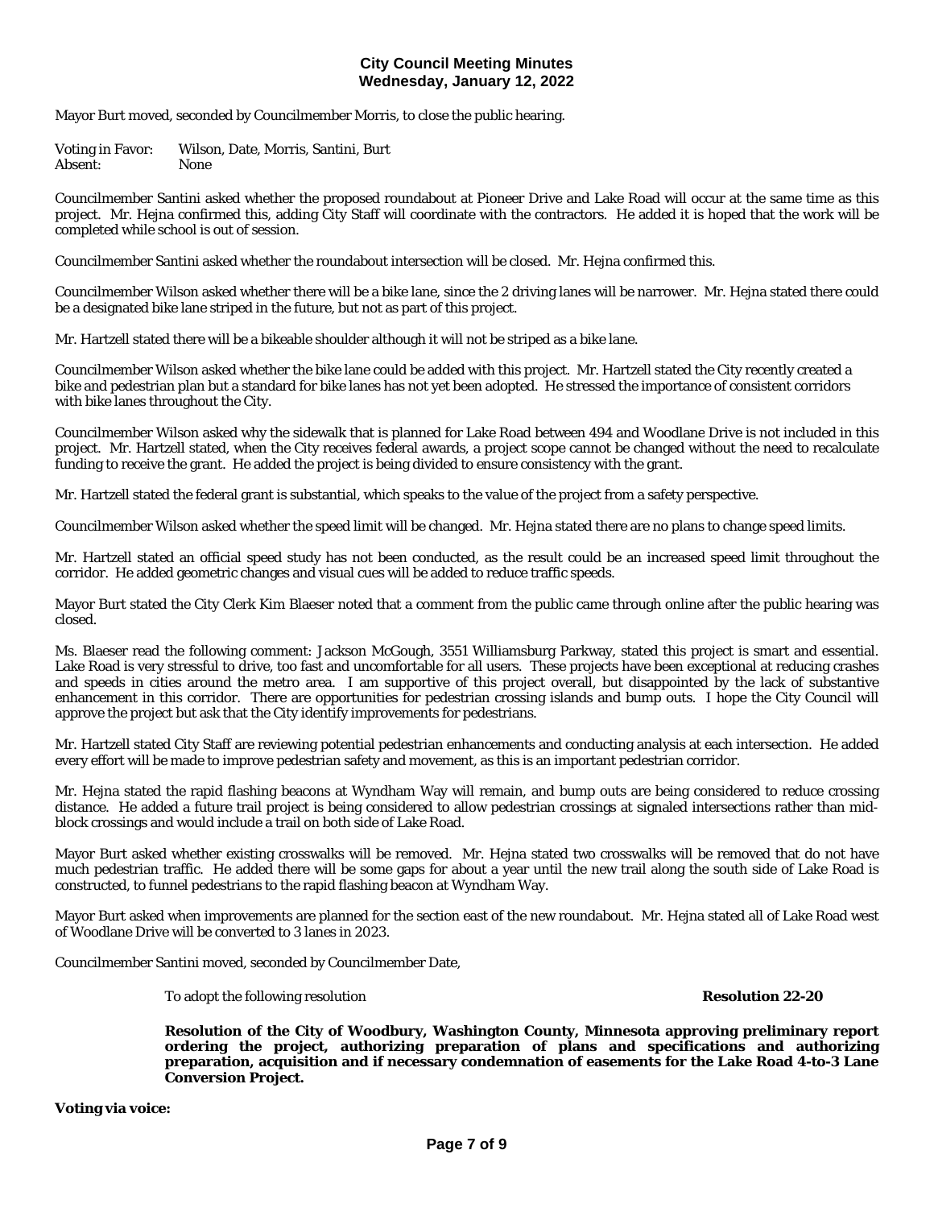Mayor Burt moved, seconded by Councilmember Morris, to close the public hearing.

Voting in Favor: Wilson, Date, Morris, Santini, Burt
Absent: None

Councilmember Santini asked whether the proposed roundabout at Pioneer Drive and Lake Road will occur at the same time as this project. Mr. Hejna confirmed this, adding City Staff will coordinate with the contractors. He added it is hoped that the work will be completed while school is out of session.

Councilmember Santini asked whether the roundabout intersection will be closed. Mr. Hejna confirmed this.

Councilmember Wilson asked whether there will be a bike lane, since the 2 driving lanes will be narrower. Mr. Hejna stated there could be a designated bike lane striped in the future, but not as part of this project.

Mr. Hartzell stated there will be a bikeable shoulder although it will not be striped as a bike lane.

Councilmember Wilson asked whether the bike lane could be added with this project. Mr. Hartzell stated the City recently created a bike and pedestrian plan but a standard for bike lanes has not yet been adopted. He stressed the importance of consistent corridors with bike lanes throughout the City.

Councilmember Wilson asked why the sidewalk that is planned for Lake Road between 494 and Woodlane Drive is not included in this project. Mr. Hartzell stated, when the City receives federal awards, a project scope cannot be changed without the need to recalculate funding to receive the grant. He added the project is being divided to ensure consistency with the grant.

Mr. Hartzell stated the federal grant is substantial, which speaks to the value of the project from a safety perspective.

Councilmember Wilson asked whether the speed limit will be changed. Mr. Hejna stated there are no plans to change speed limits.

Mr. Hartzell stated an official speed study has not been conducted, as the result could be an increased speed limit throughout the corridor. He added geometric changes and visual cues will be added to reduce traffic speeds.

Mayor Burt stated the City Clerk Kim Blaeser noted that a comment from the public came through online after the public hearing was closed.

Ms. Blaeser read the following comment: Jackson McGough, 3551 Williamsburg Parkway, stated this project is smart and essential. Lake Road is very stressful to drive, too fast and uncomfortable for all users. These projects have been exceptional at reducing crashes and speeds in cities around the metro area. I am supportive of this project overall, but disappointed by the lack of substantive enhancement in this corridor. There are opportunities for pedestrian crossing islands and bump outs. I hope the City Council will approve the project but ask that the City identify improvements for pedestrians.

Mr. Hartzell stated City Staff are reviewing potential pedestrian enhancements and conducting analysis at each intersection. He added every effort will be made to improve pedestrian safety and movement, as this is an important pedestrian corridor.

Mr. Hejna stated the rapid flashing beacons at Wyndham Way will remain, and bump outs are being considered to reduce crossing distance. He added a future trail project is being considered to allow pedestrian crossings at signaled intersections rather than mid-block crossings and would include a trail on both side of Lake Road.

Mayor Burt asked whether existing crosswalks will be removed. Mr. Hejna stated two crosswalks will be removed that do not have much pedestrian traffic. He added there will be some gaps for about a year until the new trail along the south side of Lake Road is constructed, to funnel pedestrians to the rapid flashing beacon at Wyndham Way.

Mayor Burt asked when improvements are planned for the section east of the new roundabout. Mr. Hejna stated all of Lake Road west of Woodlane Drive will be converted to 3 lanes in 2023.

Councilmember Santini moved, seconded by Councilmember Date,

To adopt the following resolution **Resolution 22-20**

**Resolution of the City of Woodbury, Washington County, Minnesota approving preliminary report ordering the project, authorizing preparation of plans and specifications and authorizing preparation, acquisition and if necessary condemnation of easements for the Lake Road 4-to-3 Lane Conversion Project.**

**Voting via voice:**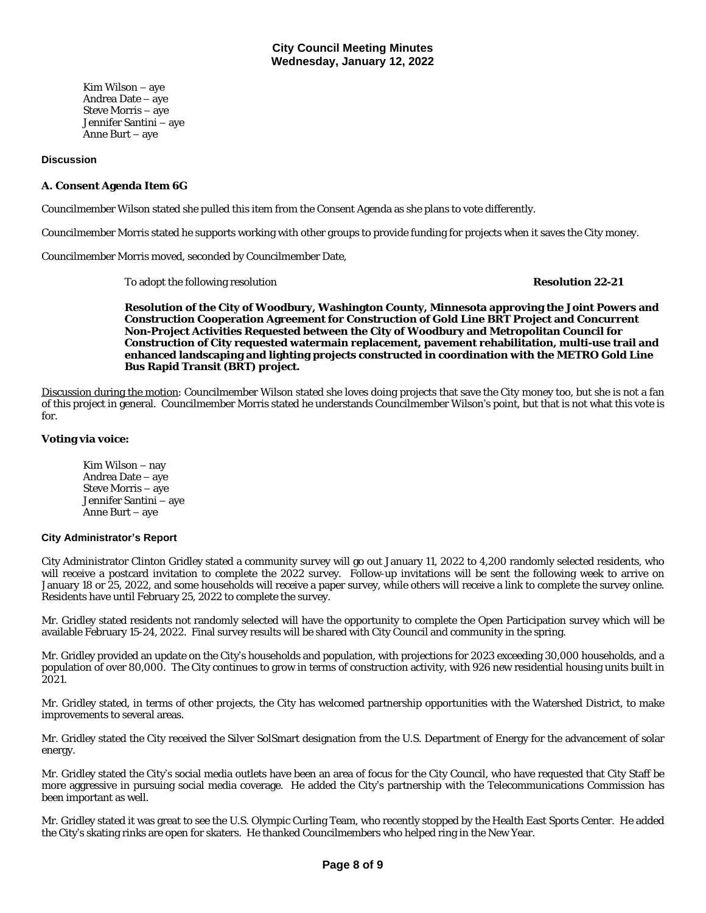Kim Wilson – aye
Andrea Date – aye
Steve Morris – aye
Jennifer Santini – aye
Anne Burt – aye

### Discussion

**A. Consent Agenda Item 6G**

Councilmember Wilson stated she pulled this item from the Consent Agenda as she plans to vote differently.

Councilmember Morris stated he supports working with other groups to provide funding for projects when it saves the City money.

Councilmember Morris moved, seconded by Councilmember Date,

To adopt the following resolution **Resolution 22-21**

**Resolution of the City of Woodbury, Washington County, Minnesota approving the Joint Powers and Construction Cooperation Agreement for Construction of Gold Line BRT Project and Concurrent Non-Project Activities Requested between the City of Woodbury and Metropolitan Council for Construction of City requested watermain replacement, pavement rehabilitation, multi-use trail and enhanced landscaping and lighting projects constructed in coordination with the METRO Gold Line Bus Rapid Transit (BRT) project.**

Discussion during the motion: Councilmember Wilson stated she loves doing projects that save the City money too, but she is not a fan of this project in general. Councilmember Morris stated he understands Councilmember Wilson's point, but that is not what this vote is for.

**Voting via voice:**

Kim Wilson – nay
Andrea Date – aye
Steve Morris – aye
Jennifer Santini – aye
Anne Burt – aye

### City Administrator's Report

City Administrator Clinton Gridley stated a community survey will go out January 11, 2022 to 4,200 randomly selected residents, who will receive a postcard invitation to complete the 2022 survey. Follow-up invitations will be sent the following week to arrive on January 18 or 25, 2022, and some households will receive a paper survey, while others will receive a link to complete the survey online. Residents have until February 25, 2022 to complete the survey.

Mr. Gridley stated residents not randomly selected will have the opportunity to complete the Open Participation survey which will be available February 15-24, 2022. Final survey results will be shared with City Council and community in the spring.

Mr. Gridley provided an update on the City's households and population, with projections for 2023 exceeding 30,000 households, and a population of over 80,000. The City continues to grow in terms of construction activity, with 926 new residential housing units built in 2021.

Mr. Gridley stated, in terms of other projects, the City has welcomed partnership opportunities with the Watershed District, to make improvements to several areas.

Mr. Gridley stated the City received the Silver SolSmart designation from the U.S. Department of Energy for the advancement of solar energy.

Mr. Gridley stated the City's social media outlets have been an area of focus for the City Council, who have requested that City Staff be more aggressive in pursuing social media coverage. He added the City's partnership with the Telecommunications Commission has been important as well.

Mr. Gridley stated it was great to see the U.S. Olympic Curling Team, who recently stopped by the Health East Sports Center. He added the City's skating rinks are open for skaters. He thanked Councilmembers who helped ring in the New Year.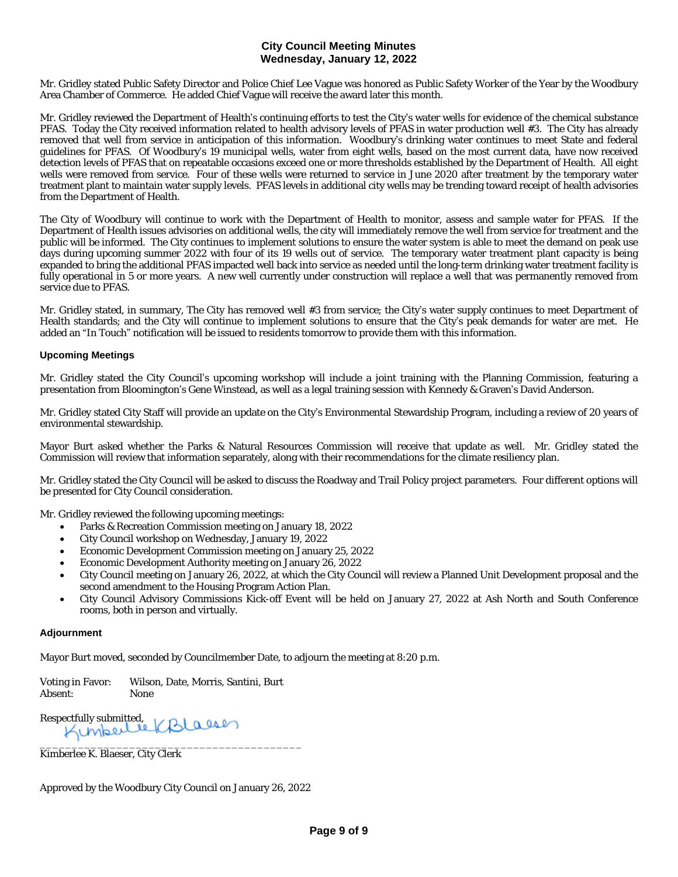Mr. Gridley stated Public Safety Director and Police Chief Lee Vague was honored as Public Safety Worker of the Year by the Woodbury Area Chamber of Commerce. He added Chief Vague will receive the award later this month.

Mr. Gridley reviewed the Department of Health's continuing efforts to test the City's water wells for evidence of the chemical substance PFAS. Today the City received information related to health advisory levels of PFAS in water production well #3. The City has already removed that well from service in anticipation of this information. Woodbury's drinking water continues to meet State and federal guidelines for PFAS. Of Woodbury's 19 municipal wells, water from eight wells, based on the most current data, have now received detection levels of PFAS that on repeatable occasions exceed one or more thresholds established by the Department of Health. All eight wells were removed from service. Four of these wells were returned to service in June 2020 after treatment by the temporary water treatment plant to maintain water supply levels. PFAS levels in additional city wells may be trending toward receipt of health advisories from the Department of Health.

The City of Woodbury will continue to work with the Department of Health to monitor, assess and sample water for PFAS. If the Department of Health issues advisories on additional wells, the city will immediately remove the well from service for treatment and the public will be informed. The City continues to implement solutions to ensure the water system is able to meet the demand on peak use days during upcoming summer 2022 with four of its 19 wells out of service. The temporary water treatment plant capacity is being expanded to bring the additional PFAS impacted well back into service as needed until the long-term drinking water treatment facility is fully operational in 5 or more years. A new well currently under construction will replace a well that was permanently removed from service due to PFAS.

Mr. Gridley stated, in summary, The City has removed well #3 from service; the City's water supply continues to meet Department of Health standards; and the City will continue to implement solutions to ensure that the City's peak demands for water are met. He added an "In Touch" notification will be issued to residents tomorrow to provide them with this information.

### Upcoming Meetings

Mr. Gridley stated the City Council's upcoming workshop will include a joint training with the Planning Commission, featuring a presentation from Bloomington's Gene Winstead, as well as a legal training session with Kennedy & Graven's David Anderson.

Mr. Gridley stated City Staff will provide an update on the City's Environmental Stewardship Program, including a review of 20 years of environmental stewardship.

Mayor Burt asked whether the Parks & Natural Resources Commission will receive that update as well. Mr. Gridley stated the Commission will review that information separately, along with their recommendations for the climate resiliency plan.

Mr. Gridley stated the City Council will be asked to discuss the Roadway and Trail Policy project parameters. Four different options will be presented for City Council consideration.

Mr. Gridley reviewed the following upcoming meetings:

- Parks & Recreation Commission meeting on January 18, 2022
- City Council workshop on Wednesday, January 19, 2022
- Economic Development Commission meeting on January 25, 2022
- Economic Development Authority meeting on January 26, 2022
- City Council meeting on January 26, 2022, at which the City Council will review a Planned Unit Development proposal and the second amendment to the Housing Program Action Plan.
- City Council Advisory Commissions Kick-off Event will be held on January 27, 2022 at Ash North and South Conference rooms, both in person and virtually.

### Adjournment

Mayor Burt moved, seconded by Councilmember Date, to adjourn the meeting at 8:20 p.m.

Voting in Favor: Wilson, Date, Morris, Santini, Burt
Absent: None

Respectfully submitted,

Kimberlee K. Blaeser

________________________________________
Kimberlee K. Blaeser, City Clerk

Approved by the Woodbury City Council on January 26, 2022